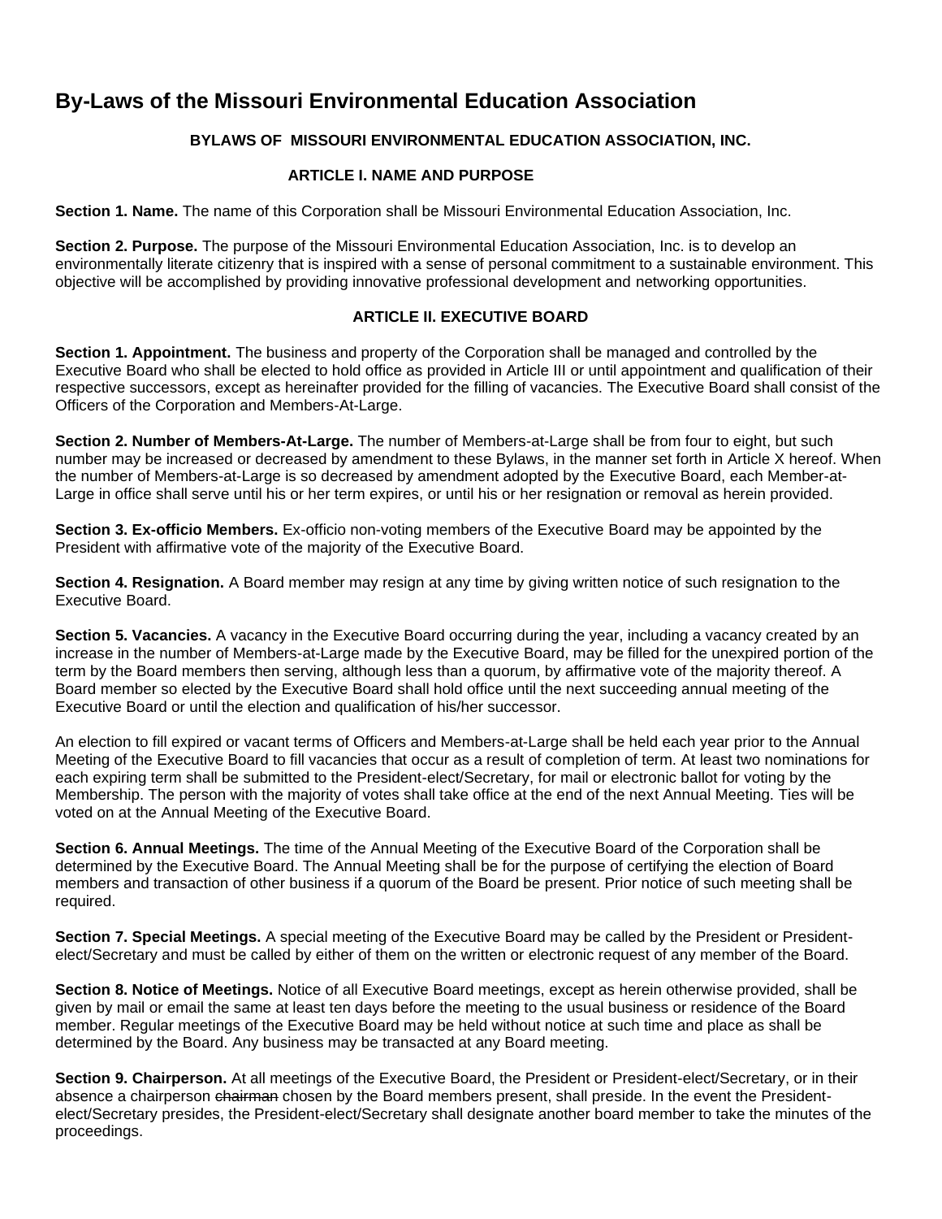# By-Laws of the Missouri Environmental Education Association

### BYLAWS OF MISSOURI ENVIRONMENTAL EDUCATION ASSOCIATION, INC.

### ARTICLE I. NAME AND PURPOSE

**Section 1. Name.** The name of this Corporation shall be Missouri Environmental Education Association, Inc.

**Section 2. Purpose.** The purpose of the Missouri Environmental Education Association, Inc. is to develop an environmentally literate citizenry that is inspired with a sense of personal commitment to a sustainable environment. This objective will be accomplished by providing innovative professional development and networking opportunities.

### ARTICLE II. EXECUTIVE BOARD

**Section 1. Appointment.** The business and property of the Corporation shall be managed and controlled by the Executive Board who shall be elected to hold office as provided in Article III or until appointment and qualification of their respective successors, except as hereinafter provided for the filling of vacancies. The Executive Board shall consist of the Officers of the Corporation and Members-At-Large.

**Section 2. Number of Members-At-Large.** The number of Members-at-Large shall be from four to eight, but such number may be increased or decreased by amendment to these Bylaws, in the manner set forth in Article X hereof. When the number of Members-at-Large is so decreased by amendment adopted by the Executive Board, each Member-at-Large in office shall serve until his or her term expires, or until his or her resignation or removal as herein provided.

**Section 3. Ex-officio Members.** Ex-officio non-voting members of the Executive Board may be appointed by the President with affirmative vote of the majority of the Executive Board.

**Section 4. Resignation.** A Board member may resign at any time by giving written notice of such resignation to the Executive Board.

**Section 5. Vacancies.** A vacancy in the Executive Board occurring during the year, including a vacancy created by an increase in the number of Members-at-Large made by the Executive Board, may be filled for the unexpired portion of the term by the Board members then serving, although less than a quorum, by affirmative vote of the majority thereof. A Board member so elected by the Executive Board shall hold office until the next succeeding annual meeting of the Executive Board or until the election and qualification of his/her successor.

An election to fill expired or vacant terms of Officers and Members-at-Large shall be held each year prior to the Annual Meeting of the Executive Board to fill vacancies that occur as a result of completion of term. At least two nominations for each expiring term shall be submitted to the President-elect/Secretary, for mail or electronic ballot for voting by the Membership. The person with the majority of votes shall take office at the end of the next Annual Meeting. Ties will be voted on at the Annual Meeting of the Executive Board.

**Section 6. Annual Meetings.** The time of the Annual Meeting of the Executive Board of the Corporation shall be determined by the Executive Board. The Annual Meeting shall be for the purpose of certifying the election of Board members and transaction of other business if a quorum of the Board be present. Prior notice of such meeting shall be required.

**Section 7. Special Meetings.** A special meeting of the Executive Board may be called by the President or President-elect/Secretary and must be called by either of them on the written or electronic request of any member of the Board.

**Section 8. Notice of Meetings.** Notice of all Executive Board meetings, except as herein otherwise provided, shall be given by mail or email the same at least ten days before the meeting to the usual business or residence of the Board member. Regular meetings of the Executive Board may be held without notice at such time and place as shall be determined by the Board. Any business may be transacted at any Board meeting.

**Section 9. Chairperson.** At all meetings of the Executive Board, the President or President-elect/Secretary, or in their absence a chairperson ~~chairman~~ chosen by the Board members present, shall preside. In the event the President-elect/Secretary presides, the President-elect/Secretary shall designate another board member to take the minutes of the proceedings.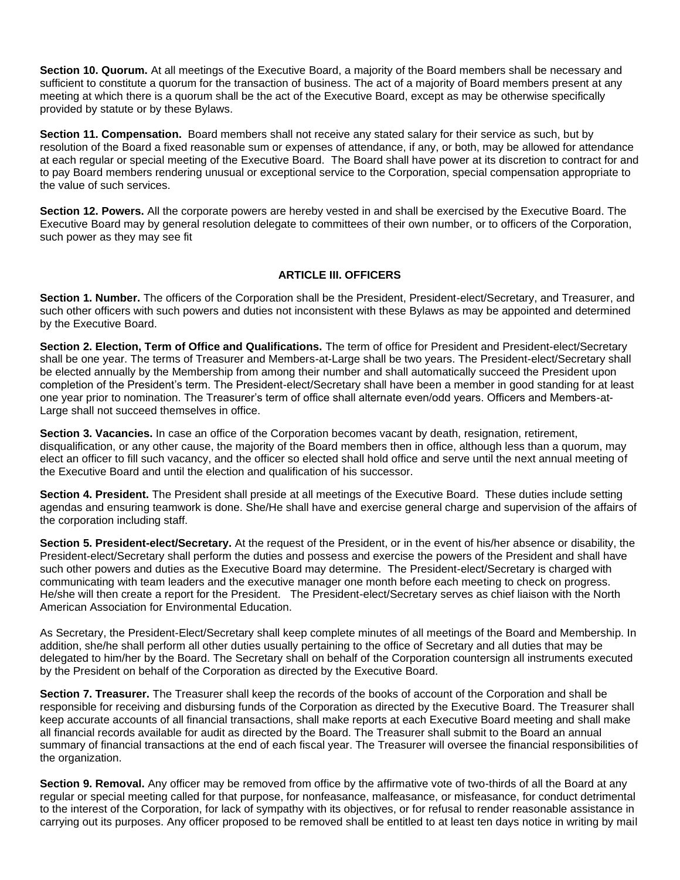**Section 10. Quorum.** At all meetings of the Executive Board, a majority of the Board members shall be necessary and sufficient to constitute a quorum for the transaction of business. The act of a majority of Board members present at any meeting at which there is a quorum shall be the act of the Executive Board, except as may be otherwise specifically provided by statute or by these Bylaws.

**Section 11. Compensation.** Board members shall not receive any stated salary for their service as such, but by resolution of the Board a fixed reasonable sum or expenses of attendance, if any, or both, may be allowed for attendance at each regular or special meeting of the Executive Board. The Board shall have power at its discretion to contract for and to pay Board members rendering unusual or exceptional service to the Corporation, special compensation appropriate to the value of such services.

**Section 12. Powers.** All the corporate powers are hereby vested in and shall be exercised by the Executive Board. The Executive Board may by general resolution delegate to committees of their own number, or to officers of the Corporation, such power as they may see fit

## ARTICLE III. OFFICERS

**Section 1. Number.** The officers of the Corporation shall be the President, President-elect/Secretary, and Treasurer, and such other officers with such powers and duties not inconsistent with these Bylaws as may be appointed and determined by the Executive Board.

**Section 2. Election, Term of Office and Qualifications.** The term of office for President and President-elect/Secretary shall be one year. The terms of Treasurer and Members-at-Large shall be two years. The President-elect/Secretary shall be elected annually by the Membership from among their number and shall automatically succeed the President upon completion of the President's term. The President-elect/Secretary shall have been a member in good standing for at least one year prior to nomination. The Treasurer's term of office shall alternate even/odd years. Officers and Members-at-Large shall not succeed themselves in office.

**Section 3. Vacancies.** In case an office of the Corporation becomes vacant by death, resignation, retirement, disqualification, or any other cause, the majority of the Board members then in office, although less than a quorum, may elect an officer to fill such vacancy, and the officer so elected shall hold office and serve until the next annual meeting of the Executive Board and until the election and qualification of his successor.

**Section 4. President.** The President shall preside at all meetings of the Executive Board. These duties include setting agendas and ensuring teamwork is done. She/He shall have and exercise general charge and supervision of the affairs of the corporation including staff.

**Section 5. President-elect/Secretary.** At the request of the President, or in the event of his/her absence or disability, the President-elect/Secretary shall perform the duties and possess and exercise the powers of the President and shall have such other powers and duties as the Executive Board may determine. The President-elect/Secretary is charged with communicating with team leaders and the executive manager one month before each meeting to check on progress. He/she will then create a report for the President. The President-elect/Secretary serves as chief liaison with the North American Association for Environmental Education.

As Secretary, the President-Elect/Secretary shall keep complete minutes of all meetings of the Board and Membership. In addition, she/he shall perform all other duties usually pertaining to the office of Secretary and all duties that may be delegated to him/her by the Board. The Secretary shall on behalf of the Corporation countersign all instruments executed by the President on behalf of the Corporation as directed by the Executive Board.

**Section 7. Treasurer.** The Treasurer shall keep the records of the books of account of the Corporation and shall be responsible for receiving and disbursing funds of the Corporation as directed by the Executive Board. The Treasurer shall keep accurate accounts of all financial transactions, shall make reports at each Executive Board meeting and shall make all financial records available for audit as directed by the Board. The Treasurer shall submit to the Board an annual summary of financial transactions at the end of each fiscal year. The Treasurer will oversee the financial responsibilities of the organization.

**Section 9. Removal.** Any officer may be removed from office by the affirmative vote of two-thirds of all the Board at any regular or special meeting called for that purpose, for nonfeasance, malfeasance, or misfeasance, for conduct detrimental to the interest of the Corporation, for lack of sympathy with its objectives, or for refusal to render reasonable assistance in carrying out its purposes. Any officer proposed to be removed shall be entitled to at least ten days notice in writing by mail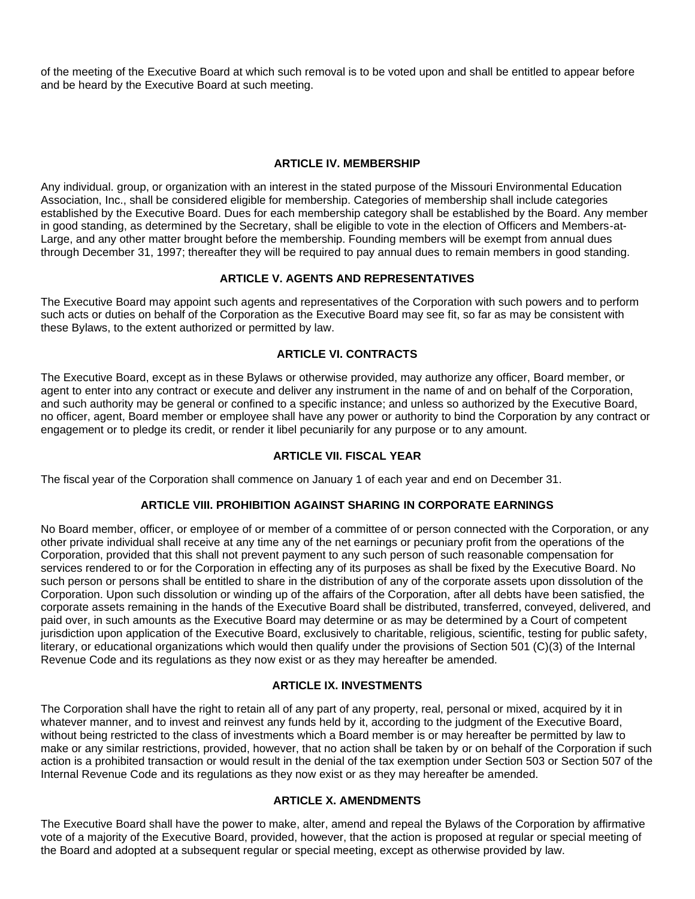of the meeting of the Executive Board at which such removal is to be voted upon and shall be entitled to appear before and be heard by the Executive Board at such meeting.

## ARTICLE IV. MEMBERSHIP

Any individual. group, or organization with an interest in the stated purpose of the Missouri Environmental Education Association, Inc., shall be considered eligible for membership. Categories of membership shall include categories established by the Executive Board. Dues for each membership category shall be established by the Board. Any member in good standing, as determined by the Secretary, shall be eligible to vote in the election of Officers and Members-at-Large, and any other matter brought before the membership. Founding members will be exempt from annual dues through December 31, 1997; thereafter they will be required to pay annual dues to remain members in good standing.

## ARTICLE V. AGENTS AND REPRESENTATIVES

The Executive Board may appoint such agents and representatives of the Corporation with such powers and to perform such acts or duties on behalf of the Corporation as the Executive Board may see fit, so far as may be consistent with these Bylaws, to the extent authorized or permitted by law.

## ARTICLE VI. CONTRACTS

The Executive Board, except as in these Bylaws or otherwise provided, may authorize any officer, Board member, or agent to enter into any contract or execute and deliver any instrument in the name of and on behalf of the Corporation, and such authority may be general or confined to a specific instance; and unless so authorized by the Executive Board, no officer, agent, Board member or employee shall have any power or authority to bind the Corporation by any contract or engagement or to pledge its credit, or render it libel pecuniarily for any purpose or to any amount.

## ARTICLE VII. FISCAL YEAR

The fiscal year of the Corporation shall commence on January 1 of each year and end on December 31.

## ARTICLE VIII. PROHIBITION AGAINST SHARING IN CORPORATE EARNINGS

No Board member, officer, or employee of or member of a committee of or person connected with the Corporation, or any other private individual shall receive at any time any of the net earnings or pecuniary profit from the operations of the Corporation, provided that this shall not prevent payment to any such person of such reasonable compensation for services rendered to or for the Corporation in effecting any of its purposes as shall be fixed by the Executive Board. No such person or persons shall be entitled to share in the distribution of any of the corporate assets upon dissolution of the Corporation. Upon such dissolution or winding up of the affairs of the Corporation, after all debts have been satisfied, the corporate assets remaining in the hands of the Executive Board shall be distributed, transferred, conveyed, delivered, and paid over, in such amounts as the Executive Board may determine or as may be determined by a Court of competent jurisdiction upon application of the Executive Board, exclusively to charitable, religious, scientific, testing for public safety, literary, or educational organizations which would then qualify under the provisions of Section 501 (C)(3) of the Internal Revenue Code and its regulations as they now exist or as they may hereafter be amended.

## ARTICLE IX. INVESTMENTS

The Corporation shall have the right to retain all of any part of any property, real, personal or mixed, acquired by it in whatever manner, and to invest and reinvest any funds held by it, according to the judgment of the Executive Board, without being restricted to the class of investments which a Board member is or may hereafter be permitted by law to make or any similar restrictions, provided, however, that no action shall be taken by or on behalf of the Corporation if such action is a prohibited transaction or would result in the denial of the tax exemption under Section 503 or Section 507 of the Internal Revenue Code and its regulations as they now exist or as they may hereafter be amended.

## ARTICLE X. AMENDMENTS

The Executive Board shall have the power to make, alter, amend and repeal the Bylaws of the Corporation by affirmative vote of a majority of the Executive Board, provided, however, that the action is proposed at regular or special meeting of the Board and adopted at a subsequent regular or special meeting, except as otherwise provided by law.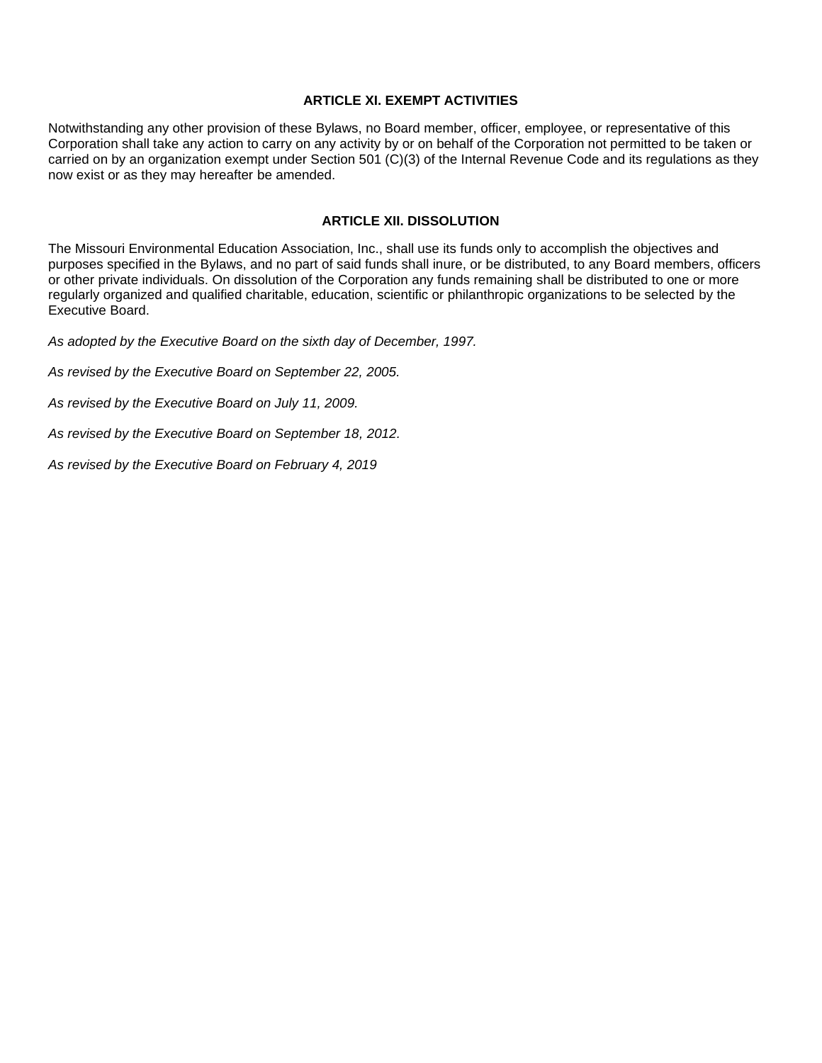## ARTICLE XI. EXEMPT ACTIVITIES

Notwithstanding any other provision of these Bylaws, no Board member, officer, employee, or representative of this Corporation shall take any action to carry on any activity by or on behalf of the Corporation not permitted to be taken or carried on by an organization exempt under Section 501 (C)(3) of the Internal Revenue Code and its regulations as they now exist or as they may hereafter be amended.

## ARTICLE XII. DISSOLUTION

The Missouri Environmental Education Association, Inc., shall use its funds only to accomplish the objectives and purposes specified in the Bylaws, and no part of said funds shall inure, or be distributed, to any Board members, officers or other private individuals. On dissolution of the Corporation any funds remaining shall be distributed to one or more regularly organized and qualified charitable, education, scientific or philanthropic organizations to be selected by the Executive Board.

*As adopted by the Executive Board on the sixth day of December, 1997.*

*As revised by the Executive Board on September 22, 2005.*

*As revised by the Executive Board on July 11, 2009.*

*As revised by the Executive Board on September 18, 2012.*

*As revised by the Executive Board on February 4, 2019*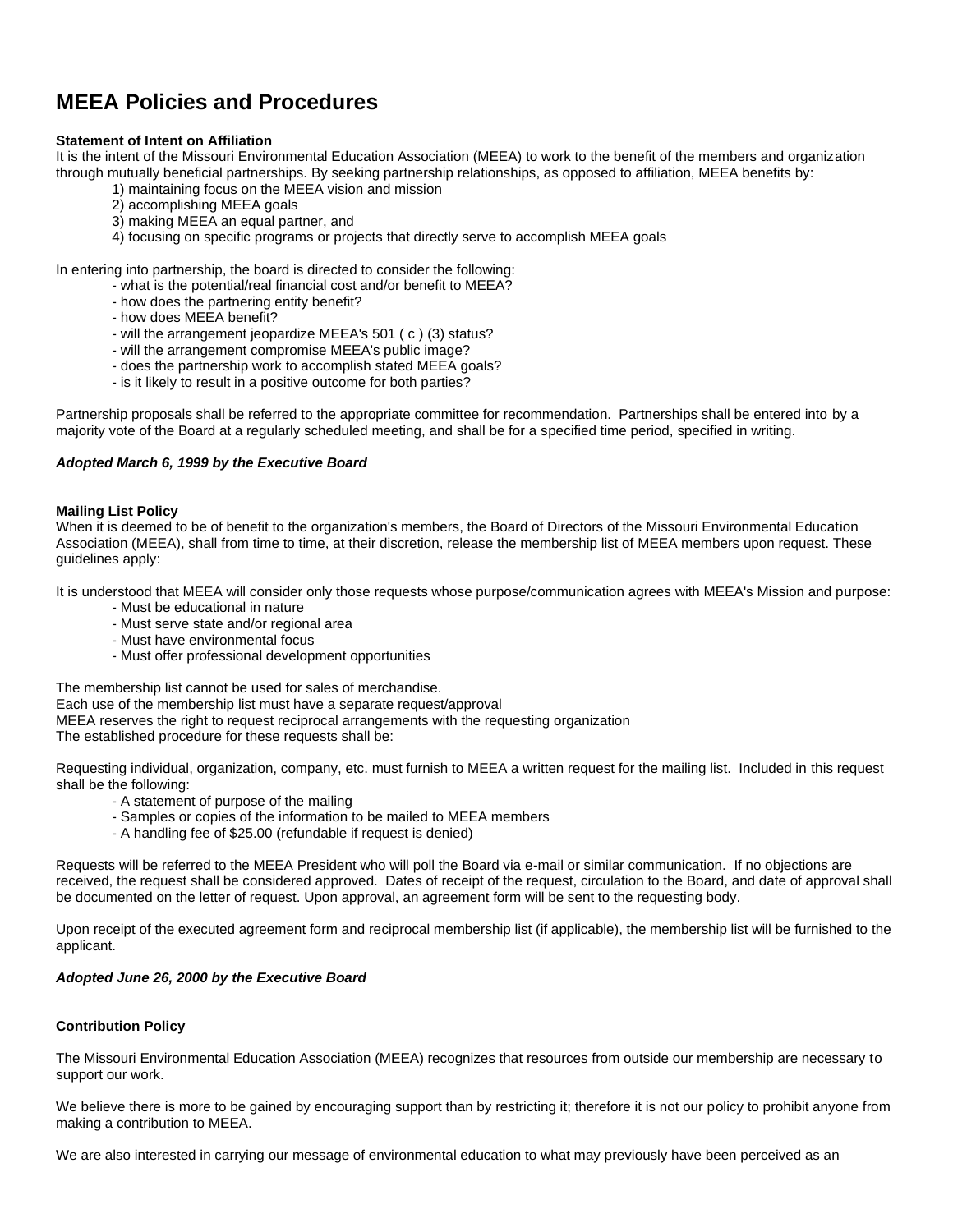# MEEA Policies and Procedures

**Statement of Intent on Affiliation**

It is the intent of the Missouri Environmental Education Association (MEEA) to work to the benefit of the members and organization through mutually beneficial partnerships. By seeking partnership relationships, as opposed to affiliation, MEEA benefits by:

1) maintaining focus on the MEEA vision and mission
2) accomplishing MEEA goals
3) making MEEA an equal partner, and
4) focusing on specific programs or projects that directly serve to accomplish MEEA goals

In entering into partnership, the board is directed to consider the following:

- what is the potential/real financial cost and/or benefit to MEEA?
- how does the partnering entity benefit?
- how does MEEA benefit?
- will the arrangement jeopardize MEEA's 501 ( c ) (3) status?
- will the arrangement compromise MEEA's public image?
- does the partnership work to accomplish stated MEEA goals?
- is it likely to result in a positive outcome for both parties?

Partnership proposals shall be referred to the appropriate committee for recommendation. Partnerships shall be entered into by a majority vote of the Board at a regularly scheduled meeting, and shall be for a specified time period, specified in writing.

***Adopted March 6, 1999 by the Executive Board***

**Mailing List Policy**

When it is deemed to be of benefit to the organization's members, the Board of Directors of the Missouri Environmental Education Association (MEEA), shall from time to time, at their discretion, release the membership list of MEEA members upon request. These guidelines apply:

It is understood that MEEA will consider only those requests whose purpose/communication agrees with MEEA's Mission and purpose:

- Must be educational in nature
- Must serve state and/or regional area
- Must have environmental focus
- Must offer professional development opportunities

The membership list cannot be used for sales of merchandise.
Each use of the membership list must have a separate request/approval
MEEA reserves the right to request reciprocal arrangements with the requesting organization
The established procedure for these requests shall be:

Requesting individual, organization, company, etc. must furnish to MEEA a written request for the mailing list. Included in this request shall be the following:

- A statement of purpose of the mailing
- Samples or copies of the information to be mailed to MEEA members
- A handling fee of $25.00 (refundable if request is denied)

Requests will be referred to the MEEA President who will poll the Board via e-mail or similar communication. If no objections are received, the request shall be considered approved. Dates of receipt of the request, circulation to the Board, and date of approval shall be documented on the letter of request. Upon approval, an agreement form will be sent to the requesting body.

Upon receipt of the executed agreement form and reciprocal membership list (if applicable), the membership list will be furnished to the applicant.

***Adopted June 26, 2000 by the Executive Board***

**Contribution Policy**

The Missouri Environmental Education Association (MEEA) recognizes that resources from outside our membership are necessary to support our work.

We believe there is more to be gained by encouraging support than by restricting it; therefore it is not our policy to prohibit anyone from making a contribution to MEEA.

We are also interested in carrying our message of environmental education to what may previously have been perceived as an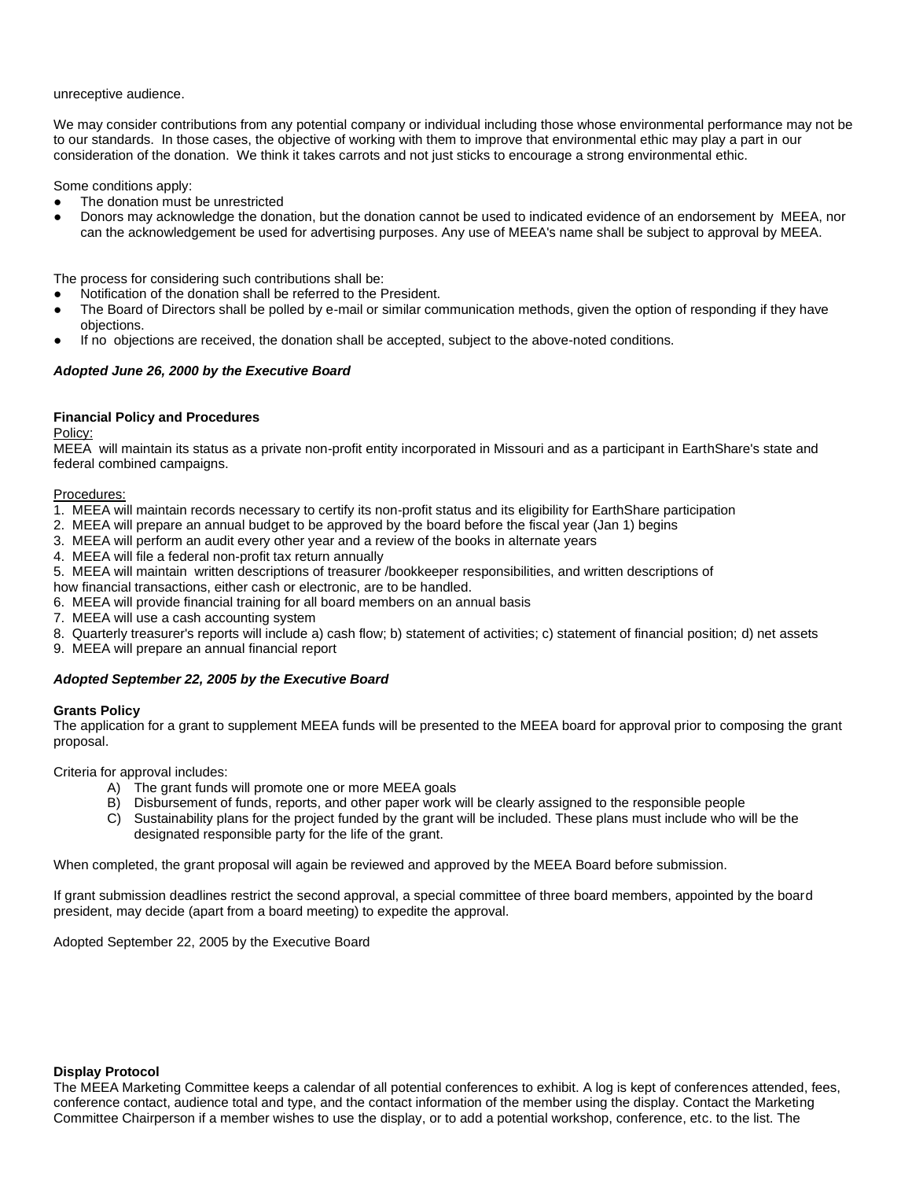unreceptive audience.

We may consider contributions from any potential company or individual including those whose environmental performance may not be to our standards. In those cases, the objective of working with them to improve that environmental ethic may play a part in our consideration of the donation. We think it takes carrots and not just sticks to encourage a strong environmental ethic.

Some conditions apply:

- The donation must be unrestricted
- Donors may acknowledge the donation, but the donation cannot be used to indicated evidence of an endorsement by MEEA, nor can the acknowledgement be used for advertising purposes. Any use of MEEA's name shall be subject to approval by MEEA.

The process for considering such contributions shall be:

- Notification of the donation shall be referred to the President.
- The Board of Directors shall be polled by e-mail or similar communication methods, given the option of responding if they have objections.
- If no objections are received, the donation shall be accepted, subject to the above-noted conditions.

***Adopted June 26, 2000 by the Executive Board***

**Financial Policy and Procedures**

Policy:

MEEA will maintain its status as a private non-profit entity incorporated in Missouri and as a participant in EarthShare's state and federal combined campaigns.

Procedures:

1. MEEA will maintain records necessary to certify its non-profit status and its eligibility for EarthShare participation
2. MEEA will prepare an annual budget to be approved by the board before the fiscal year (Jan 1) begins
3. MEEA will perform an audit every other year and a review of the books in alternate years
4. MEEA will file a federal non-profit tax return annually
5. MEEA will maintain written descriptions of treasurer /bookkeeper responsibilities, and written descriptions of how financial transactions, either cash or electronic, are to be handled.
6. MEEA will provide financial training for all board members on an annual basis
7. MEEA will use a cash accounting system
8. Quarterly treasurer's reports will include a) cash flow; b) statement of activities; c) statement of financial position; d) net assets
9. MEEA will prepare an annual financial report

***Adopted September 22, 2005 by the Executive Board***

**Grants Policy**

The application for a grant to supplement MEEA funds will be presented to the MEEA board for approval prior to composing the grant proposal.

Criteria for approval includes:

A) The grant funds will promote one or more MEEA goals
B) Disbursement of funds, reports, and other paper work will be clearly assigned to the responsible people
C) Sustainability plans for the project funded by the grant will be included. These plans must include who will be the designated responsible party for the life of the grant.

When completed, the grant proposal will again be reviewed and approved by the MEEA Board before submission.

If grant submission deadlines restrict the second approval, a special committee of three board members, appointed by the board president, may decide (apart from a board meeting) to expedite the approval.

Adopted September 22, 2005 by the Executive Board

**Display Protocol**

The MEEA Marketing Committee keeps a calendar of all potential conferences to exhibit. A log is kept of conferences attended, fees, conference contact, audience total and type, and the contact information of the member using the display. Contact the Marketing Committee Chairperson if a member wishes to use the display, or to add a potential workshop, conference, etc. to the list. The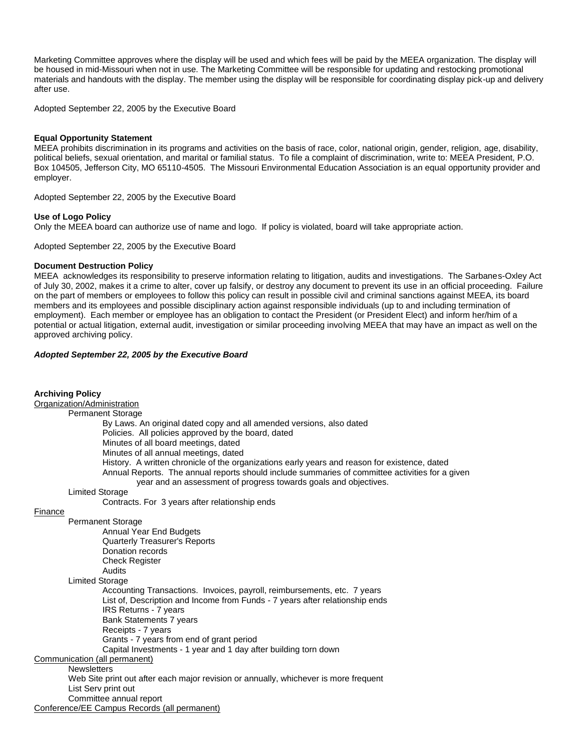Marketing Committee approves where the display will be used and which fees will be paid by the MEEA organization. The display will be housed in mid-Missouri when not in use. The Marketing Committee will be responsible for updating and restocking promotional materials and handouts with the display. The member using the display will be responsible for coordinating display pick-up and delivery after use.

Adopted September 22, 2005 by the Executive Board

**Equal Opportunity Statement**
MEEA prohibits discrimination in its programs and activities on the basis of race, color, national origin, gender, religion, age, disability, political beliefs, sexual orientation, and marital or familial status. To file a complaint of discrimination, write to: MEEA President, P.O. Box 104505, Jefferson City, MO 65110-4505. The Missouri Environmental Education Association is an equal opportunity provider and employer.

Adopted September 22, 2005 by the Executive Board

**Use of Logo Policy**
Only the MEEA board can authorize use of name and logo. If policy is violated, board will take appropriate action.

Adopted September 22, 2005 by the Executive Board

**Document Destruction Policy**
MEEA acknowledges its responsibility to preserve information relating to litigation, audits and investigations. The Sarbanes-Oxley Act of July 30, 2002, makes it a crime to alter, cover up falsify, or destroy any document to prevent its use in an official proceeding. Failure on the part of members or employees to follow this policy can result in possible civil and criminal sanctions against MEEA, its board members and its employees and possible disciplinary action against responsible individuals (up to and including termination of employment). Each member or employee has an obligation to contact the President (or President Elect) and inform her/him of a potential or actual litigation, external audit, investigation or similar proceeding involving MEEA that may have an impact as well on the approved archiving policy.

***Adopted September 22, 2005 by the Executive Board***

**Archiving Policy**

Organization/Administration

- Permanent Storage
  - By Laws. An original dated copy and all amended versions, also dated
  - Policies. All policies approved by the board, dated
  - Minutes of all board meetings, dated
  - Minutes of all annual meetings, dated
  - History. A written chronicle of the organizations early years and reason for existence, dated
  - Annual Reports. The annual reports should include summaries of committee activities for a given year and an assessment of progress towards goals and objectives.
- Limited Storage
  - Contracts. For 3 years after relationship ends

Finance

- Permanent Storage
  - Annual Year End Budgets
  - Quarterly Treasurer's Reports
  - Donation records
  - Check Register
  - Audits
- Limited Storage
  - Accounting Transactions. Invoices, payroll, reimbursements, etc. 7 years
  - List of, Description and Income from Funds - 7 years after relationship ends
  - IRS Returns - 7 years
  - Bank Statements 7 years
  - Receipts - 7 years
  - Grants - 7 years from end of grant period
  - Capital Investments - 1 year and 1 day after building torn down

Communication (all permanent)

- Newsletters
- Web Site print out after each major revision or annually, whichever is more frequent
- List Serv print out
- Committee annual report

Conference/EE Campus Records (all permanent)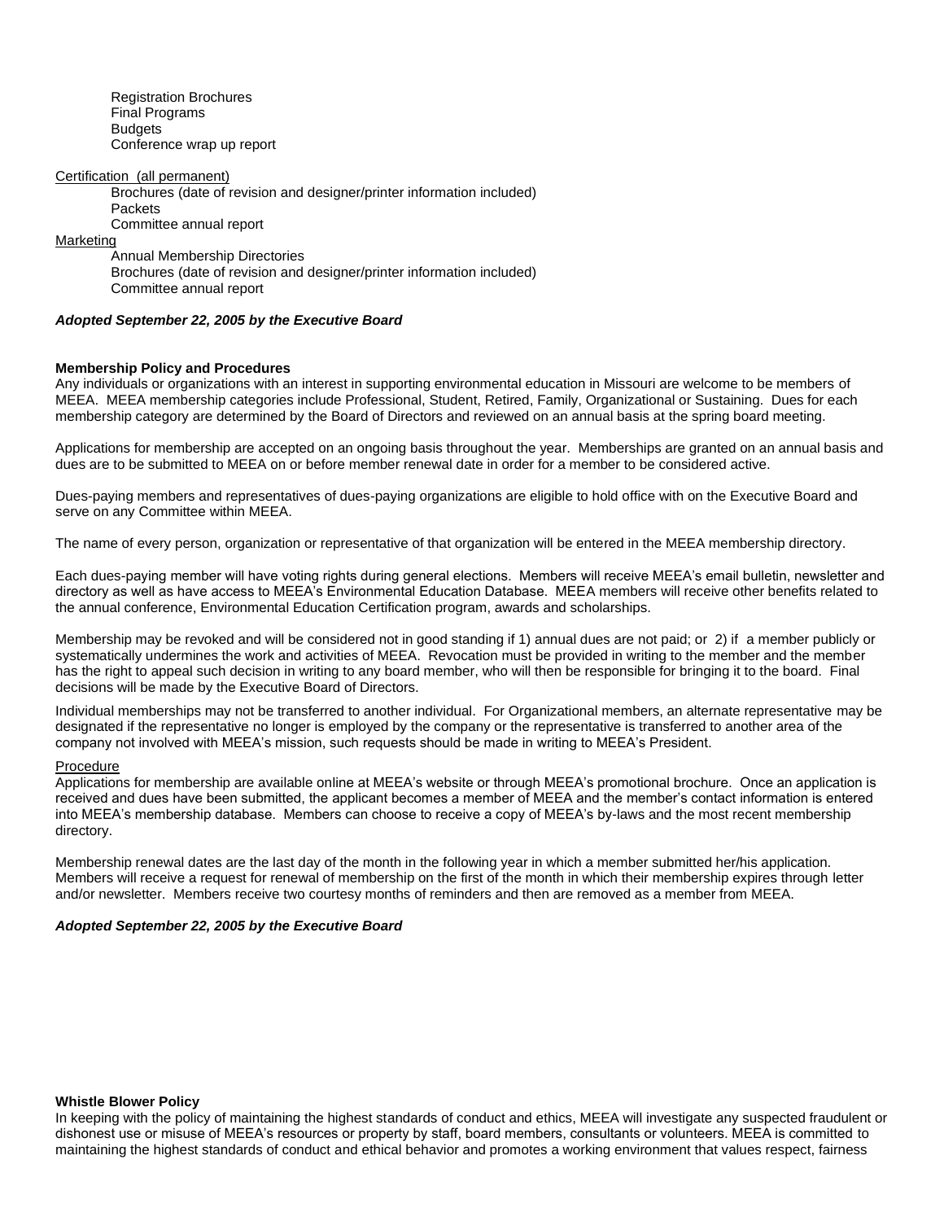Registration Brochures
Final Programs
Budgets
Conference wrap up report

Certification (all permanent)

Brochures (date of revision and designer/printer information included)
Packets
Committee annual report

Marketing

Annual Membership Directories
Brochures (date of revision and designer/printer information included)
Committee annual report

***Adopted September 22, 2005 by the Executive Board***

**Membership Policy and Procedures**

Any individuals or organizations with an interest in supporting environmental education in Missouri are welcome to be members of MEEA. MEEA membership categories include Professional, Student, Retired, Family, Organizational or Sustaining. Dues for each membership category are determined by the Board of Directors and reviewed on an annual basis at the spring board meeting.

Applications for membership are accepted on an ongoing basis throughout the year. Memberships are granted on an annual basis and dues are to be submitted to MEEA on or before member renewal date in order for a member to be considered active.

Dues-paying members and representatives of dues-paying organizations are eligible to hold office with on the Executive Board and serve on any Committee within MEEA.

The name of every person, organization or representative of that organization will be entered in the MEEA membership directory.

Each dues-paying member will have voting rights during general elections. Members will receive MEEA's email bulletin, newsletter and directory as well as have access to MEEA's Environmental Education Database. MEEA members will receive other benefits related to the annual conference, Environmental Education Certification program, awards and scholarships.

Membership may be revoked and will be considered not in good standing if 1) annual dues are not paid; or 2) if a member publicly or systematically undermines the work and activities of MEEA. Revocation must be provided in writing to the member and the member has the right to appeal such decision in writing to any board member, who will then be responsible for bringing it to the board. Final decisions will be made by the Executive Board of Directors.

Individual memberships may not be transferred to another individual. For Organizational members, an alternate representative may be designated if the representative no longer is employed by the company or the representative is transferred to another area of the company not involved with MEEA's mission, such requests should be made in writing to MEEA's President.

Procedure

Applications for membership are available online at MEEA's website or through MEEA's promotional brochure. Once an application is received and dues have been submitted, the applicant becomes a member of MEEA and the member's contact information is entered into MEEA's membership database. Members can choose to receive a copy of MEEA's by-laws and the most recent membership directory.

Membership renewal dates are the last day of the month in the following year in which a member submitted her/his application. Members will receive a request for renewal of membership on the first of the month in which their membership expires through letter and/or newsletter. Members receive two courtesy months of reminders and then are removed as a member from MEEA.

***Adopted September 22, 2005 by the Executive Board***

**Whistle Blower Policy**

In keeping with the policy of maintaining the highest standards of conduct and ethics, MEEA will investigate any suspected fraudulent or dishonest use or misuse of MEEA's resources or property by staff, board members, consultants or volunteers. MEEA is committed to maintaining the highest standards of conduct and ethical behavior and promotes a working environment that values respect, fairness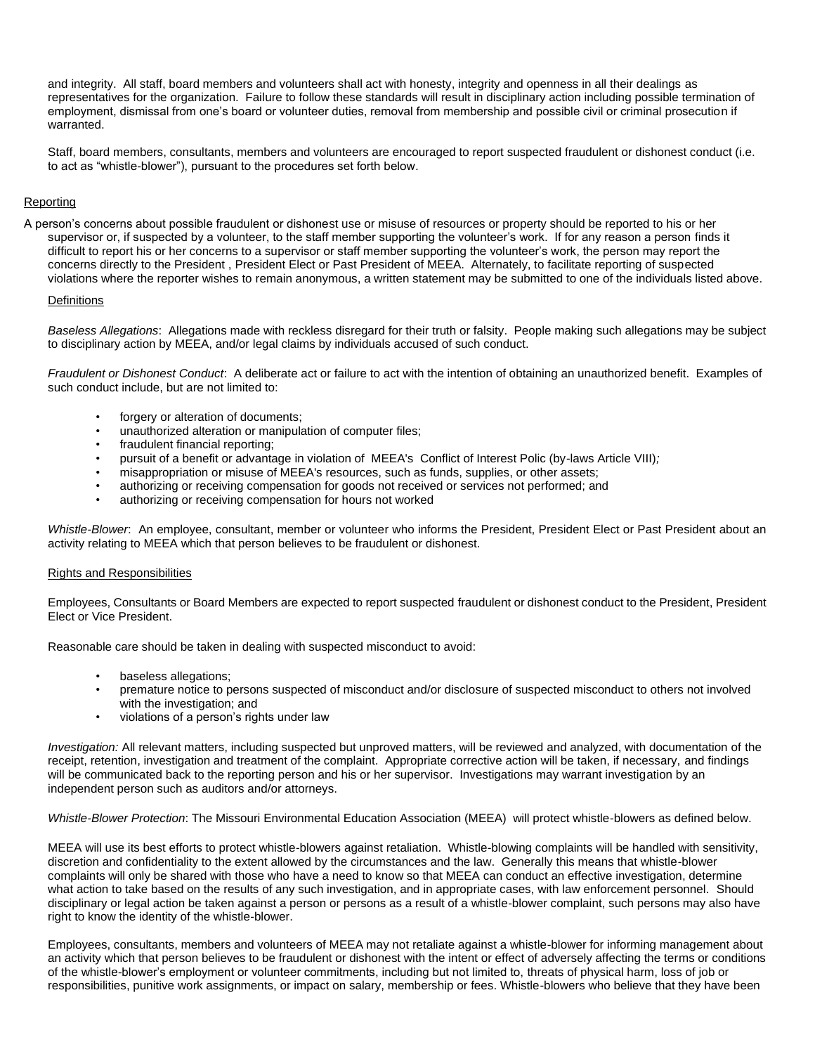and integrity. All staff, board members and volunteers shall act with honesty, integrity and openness in all their dealings as representatives for the organization. Failure to follow these standards will result in disciplinary action including possible termination of employment, dismissal from one's board or volunteer duties, removal from membership and possible civil or criminal prosecution if warranted.

Staff, board members, consultants, members and volunteers are encouraged to report suspected fraudulent or dishonest conduct (i.e. to act as "whistle-blower"), pursuant to the procedures set forth below.

<u>Reporting</u>

A person's concerns about possible fraudulent or dishonest use or misuse of resources or property should be reported to his or her supervisor or, if suspected by a volunteer, to the staff member supporting the volunteer's work. If for any reason a person finds it difficult to report his or her concerns to a supervisor or staff member supporting the volunteer's work, the person may report the concerns directly to the President , President Elect or Past President of MEEA. Alternately, to facilitate reporting of suspected violations where the reporter wishes to remain anonymous, a written statement may be submitted to one of the individuals listed above.

<u>Definitions</u>

*Baseless Allegations*: Allegations made with reckless disregard for their truth or falsity. People making such allegations may be subject to disciplinary action by MEEA, and/or legal claims by individuals accused of such conduct.

*Fraudulent or Dishonest Conduct*: A deliberate act or failure to act with the intention of obtaining an unauthorized benefit. Examples of such conduct include, but are not limited to:

- forgery or alteration of documents;
- unauthorized alteration or manipulation of computer files;
- fraudulent financial reporting;
- pursuit of a benefit or advantage in violation of MEEA's Conflict of Interest Polic (by-laws Article VIII)*;*
- misappropriation or misuse of MEEA's resources, such as funds, supplies, or other assets;
- authorizing or receiving compensation for goods not received or services not performed; and
- authorizing or receiving compensation for hours not worked

*Whistle-Blower*: An employee, consultant, member or volunteer who informs the President, President Elect or Past President about an activity relating to MEEA which that person believes to be fraudulent or dishonest.

<u>Rights and Responsibilities</u>

Employees, Consultants or Board Members are expected to report suspected fraudulent or dishonest conduct to the President, President Elect or Vice President.

Reasonable care should be taken in dealing with suspected misconduct to avoid:

- baseless allegations;
- premature notice to persons suspected of misconduct and/or disclosure of suspected misconduct to others not involved with the investigation; and
- violations of a person's rights under law

*Investigation:* All relevant matters, including suspected but unproved matters, will be reviewed and analyzed, with documentation of the receipt, retention, investigation and treatment of the complaint. Appropriate corrective action will be taken, if necessary, and findings will be communicated back to the reporting person and his or her supervisor. Investigations may warrant investigation by an independent person such as auditors and/or attorneys.

*Whistle-Blower Protection*: The Missouri Environmental Education Association (MEEA) will protect whistle-blowers as defined below.

MEEA will use its best efforts to protect whistle-blowers against retaliation. Whistle-blowing complaints will be handled with sensitivity, discretion and confidentiality to the extent allowed by the circumstances and the law. Generally this means that whistle-blower complaints will only be shared with those who have a need to know so that MEEA can conduct an effective investigation, determine what action to take based on the results of any such investigation, and in appropriate cases, with law enforcement personnel. Should disciplinary or legal action be taken against a person or persons as a result of a whistle-blower complaint, such persons may also have right to know the identity of the whistle-blower.

Employees, consultants, members and volunteers of MEEA may not retaliate against a whistle-blower for informing management about an activity which that person believes to be fraudulent or dishonest with the intent or effect of adversely affecting the terms or conditions of the whistle-blower's employment or volunteer commitments, including but not limited to, threats of physical harm, loss of job or responsibilities, punitive work assignments, or impact on salary, membership or fees. Whistle-blowers who believe that they have been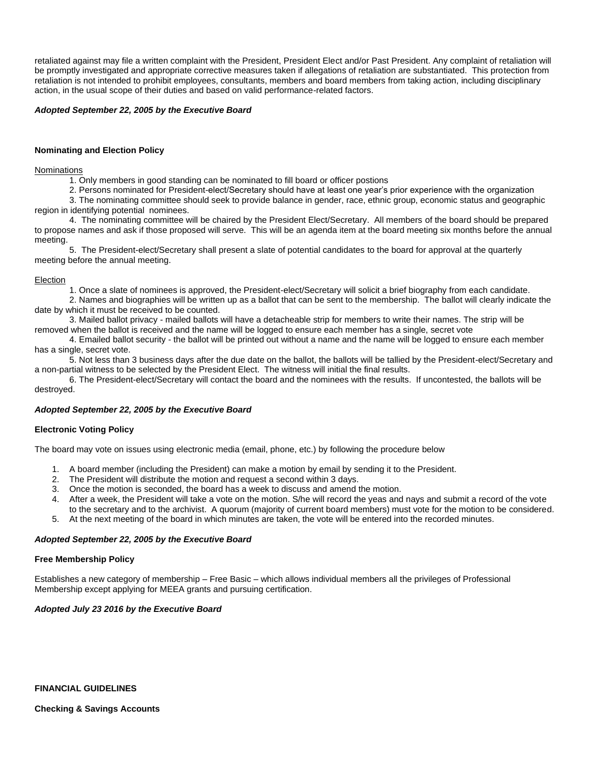retaliated against may file a written complaint with the President, President Elect and/or Past President. Any complaint of retaliation will be promptly investigated and appropriate corrective measures taken if allegations of retaliation are substantiated. This protection from retaliation is not intended to prohibit employees, consultants, members and board members from taking action, including disciplinary action, in the usual scope of their duties and based on valid performance-related factors.

***Adopted September 22, 2005 by the Executive Board***

**Nominating and Election Policy**

Nominations

1. Only members in good standing can be nominated to fill board or officer postions
2. Persons nominated for President-elect/Secretary should have at least one year's prior experience with the organization
3. The nominating committee should seek to provide balance in gender, race, ethnic group, economic status and geographic region in identifying potential nominees.
4. The nominating committee will be chaired by the President Elect/Secretary. All members of the board should be prepared to propose names and ask if those proposed will serve. This will be an agenda item at the board meeting six months before the annual meeting.
5. The President-elect/Secretary shall present a slate of potential candidates to the board for approval at the quarterly meeting before the annual meeting.

Election

1. Once a slate of nominees is approved, the President-elect/Secretary will solicit a brief biography from each candidate.
2. Names and biographies will be written up as a ballot that can be sent to the membership. The ballot will clearly indicate the date by which it must be received to be counted.
3. Mailed ballot privacy - mailed ballots will have a detacheable strip for members to write their names. The strip will be removed when the ballot is received and the name will be logged to ensure each member has a single, secret vote
4. Emailed ballot security - the ballot will be printed out without a name and the name will be logged to ensure each member has a single, secret vote.
5. Not less than 3 business days after the due date on the ballot, the ballots will be tallied by the President-elect/Secretary and a non-partial witness to be selected by the President Elect. The witness will initial the final results.
6. The President-elect/Secretary will contact the board and the nominees with the results. If uncontested, the ballots will be destroyed.

***Adopted September 22, 2005 by the Executive Board***

**Electronic Voting Policy**

The board may vote on issues using electronic media (email, phone, etc.) by following the procedure below

1. A board member (including the President) can make a motion by email by sending it to the President.
2. The President will distribute the motion and request a second within 3 days.
3. Once the motion is seconded, the board has a week to discuss and amend the motion.
4. After a week, the President will take a vote on the motion. S/he will record the yeas and nays and submit a record of the vote to the secretary and to the archivist. A quorum (majority of current board members) must vote for the motion to be considered.
5. At the next meeting of the board in which minutes are taken, the vote will be entered into the recorded minutes.

***Adopted September 22, 2005 by the Executive Board***

**Free Membership Policy**

Establishes a new category of membership – Free Basic – which allows individual members all the privileges of Professional Membership except applying for MEEA grants and pursuing certification.

***Adopted July 23 2016 by the Executive Board***

**FINANCIAL GUIDELINES**

**Checking & Savings Accounts**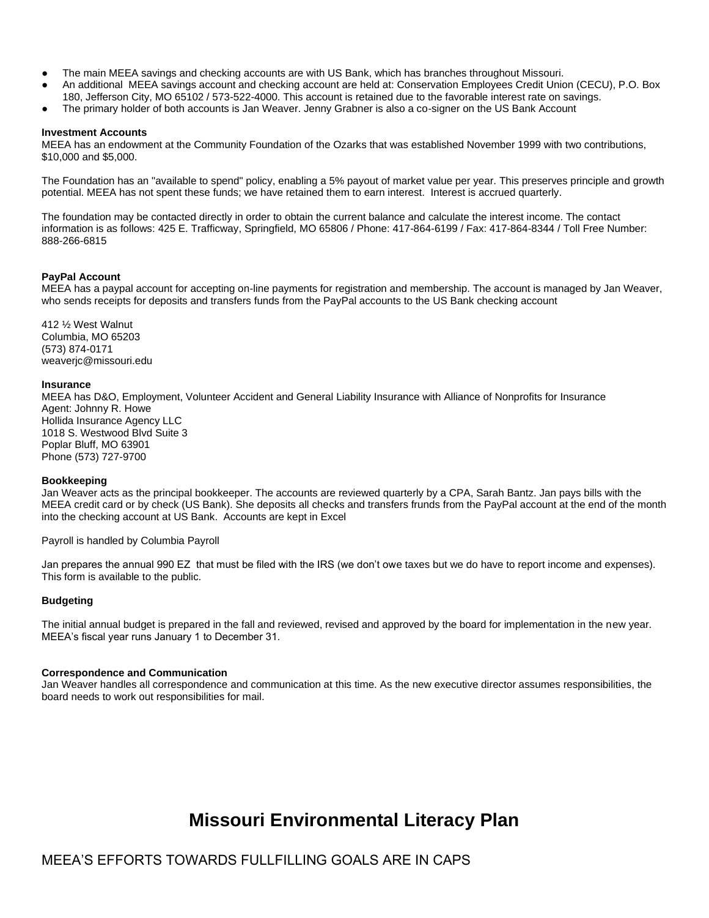- The main MEEA savings and checking accounts are with US Bank, which has branches throughout Missouri.
- An additional MEEA savings account and checking account are held at: Conservation Employees Credit Union (CECU), P.O. Box 180, Jefferson City, MO 65102 / 573-522-4000. This account is retained due to the favorable interest rate on savings.
- The primary holder of both accounts is Jan Weaver. Jenny Grabner is also a co-signer on the US Bank Account

**Investment Accounts**
MEEA has an endowment at the Community Foundation of the Ozarks that was established November 1999 with two contributions, $10,000 and $5,000.

The Foundation has an "available to spend" policy, enabling a 5% payout of market value per year. This preserves principle and growth potential. MEEA has not spent these funds; we have retained them to earn interest. Interest is accrued quarterly.

The foundation may be contacted directly in order to obtain the current balance and calculate the interest income. The contact information is as follows: 425 E. Trafficway, Springfield, MO 65806 / Phone: 417-864-6199 / Fax: 417-864-8344 / Toll Free Number: 888-266-6815

**PayPal Account**
MEEA has a paypal account for accepting on-line payments for registration and membership. The account is managed by Jan Weaver, who sends receipts for deposits and transfers funds from the PayPal accounts to the US Bank checking account

412 ½ West Walnut
Columbia, MO 65203
(573) 874-0171
weaverjc@missouri.edu

**Insurance**
MEEA has D&O, Employment, Volunteer Accident and General Liability Insurance with Alliance of Nonprofits for Insurance
Agent: Johnny R. Howe
Hollida Insurance Agency LLC
1018 S. Westwood Blvd Suite 3
Poplar Bluff, MO 63901
Phone (573) 727-9700

**Bookkeeping**
Jan Weaver acts as the principal bookkeeper. The accounts are reviewed quarterly by a CPA, Sarah Bantz. Jan pays bills with the MEEA credit card or by check (US Bank). She deposits all checks and transfers frunds from the PayPal account at the end of the month into the checking account at US Bank. Accounts are kept in Excel

Payroll is handled by Columbia Payroll

Jan prepares the annual 990 EZ that must be filed with the IRS (we don't owe taxes but we do have to report income and expenses). This form is available to the public.

**Budgeting**

The initial annual budget is prepared in the fall and reviewed, revised and approved by the board for implementation in the new year. MEEA's fiscal year runs January 1 to December 31.

**Correspondence and Communication**
Jan Weaver handles all correspondence and communication at this time. As the new executive director assumes responsibilities, the board needs to work out responsibilities for mail.

# Missouri Environmental Literacy Plan

MEEA'S EFFORTS TOWARDS FULLFILLING GOALS ARE IN CAPS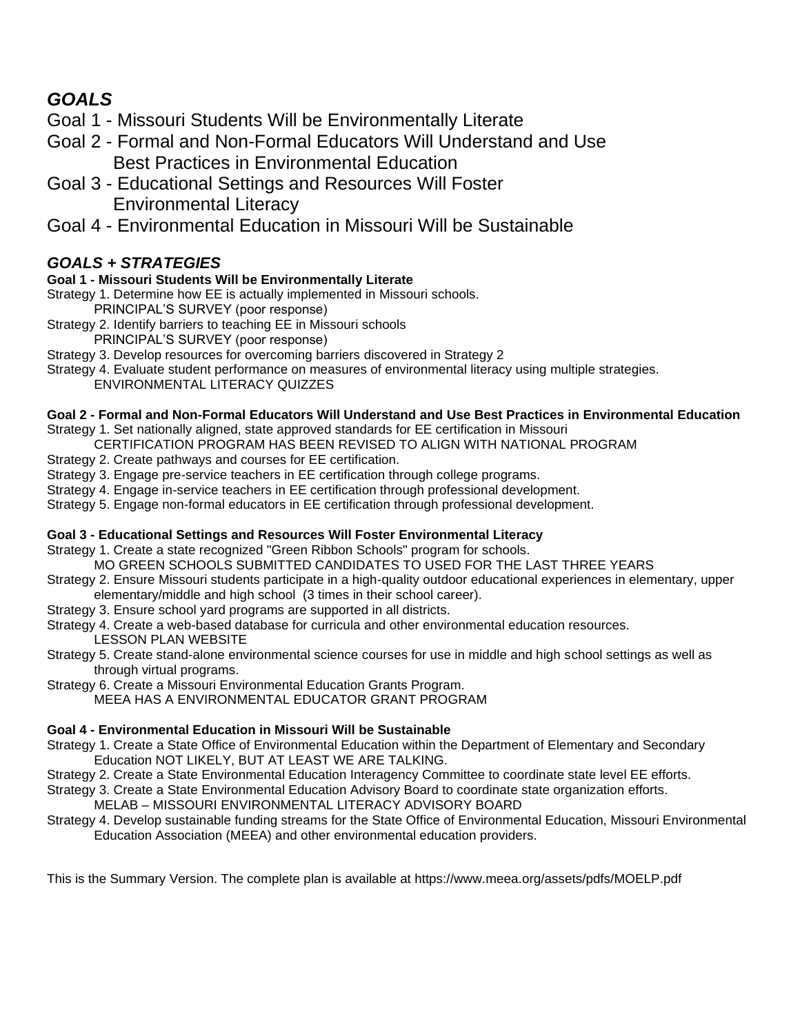## *GOALS*

Goal 1 - Missouri Students Will be Environmentally Literate

Goal 2 - Formal and Non-Formal Educators Will Understand and Use Best Practices in Environmental Education

Goal 3 - Educational Settings and Resources Will Foster Environmental Literacy

Goal 4 - Environmental Education in Missouri Will be Sustainable

## *GOALS + STRATEGIES*

**Goal 1 - Missouri Students Will be Environmentally Literate**

Strategy 1. Determine how EE is actually implemented in Missouri schools.
  PRINCIPAL'S SURVEY (poor response)

Strategy 2. Identify barriers to teaching EE in Missouri schools
  PRINCIPAL'S SURVEY (poor response)

Strategy 3. Develop resources for overcoming barriers discovered in Strategy 2

Strategy 4. Evaluate student performance on measures of environmental literacy using multiple strategies.
  ENVIRONMENTAL LITERACY QUIZZES

**Goal 2 - Formal and Non-Formal Educators Will Understand and Use Best Practices in Environmental Education**

Strategy 1. Set nationally aligned, state approved standards for EE certification in Missouri
  CERTIFICATION PROGRAM HAS BEEN REVISED TO ALIGN WITH NATIONAL PROGRAM

Strategy 2. Create pathways and courses for EE certification.

Strategy 3. Engage pre-service teachers in EE certification through college programs.

Strategy 4. Engage in-service teachers in EE certification through professional development.

Strategy 5. Engage non-formal educators in EE certification through professional development.

**Goal 3 - Educational Settings and Resources Will Foster Environmental Literacy**

Strategy 1. Create a state recognized "Green Ribbon Schools" program for schools.
  MO GREEN SCHOOLS SUBMITTED CANDIDATES TO USED FOR THE LAST THREE YEARS

Strategy 2. Ensure Missouri students participate in a high-quality outdoor educational experiences in elementary, upper elementary/middle and high school (3 times in their school career).

Strategy 3. Ensure school yard programs are supported in all districts.

Strategy 4. Create a web-based database for curricula and other environmental education resources.
  LESSON PLAN WEBSITE

Strategy 5. Create stand-alone environmental science courses for use in middle and high school settings as well as through virtual programs.

Strategy 6. Create a Missouri Environmental Education Grants Program.
  MEEA HAS A ENVIRONMENTAL EDUCATOR GRANT PROGRAM

**Goal 4 - Environmental Education in Missouri Will be Sustainable**

Strategy 1. Create a State Office of Environmental Education within the Department of Elementary and Secondary Education NOT LIKELY, BUT AT LEAST WE ARE TALKING.

Strategy 2. Create a State Environmental Education Interagency Committee to coordinate state level EE efforts.

Strategy 3. Create a State Environmental Education Advisory Board to coordinate state organization efforts.
  MELAB – MISSOURI ENVIRONMENTAL LITERACY ADVISORY BOARD

Strategy 4. Develop sustainable funding streams for the State Office of Environmental Education, Missouri Environmental Education Association (MEEA) and other environmental education providers.

This is the Summary Version. The complete plan is available at https://www.meea.org/assets/pdfs/MOELP.pdf